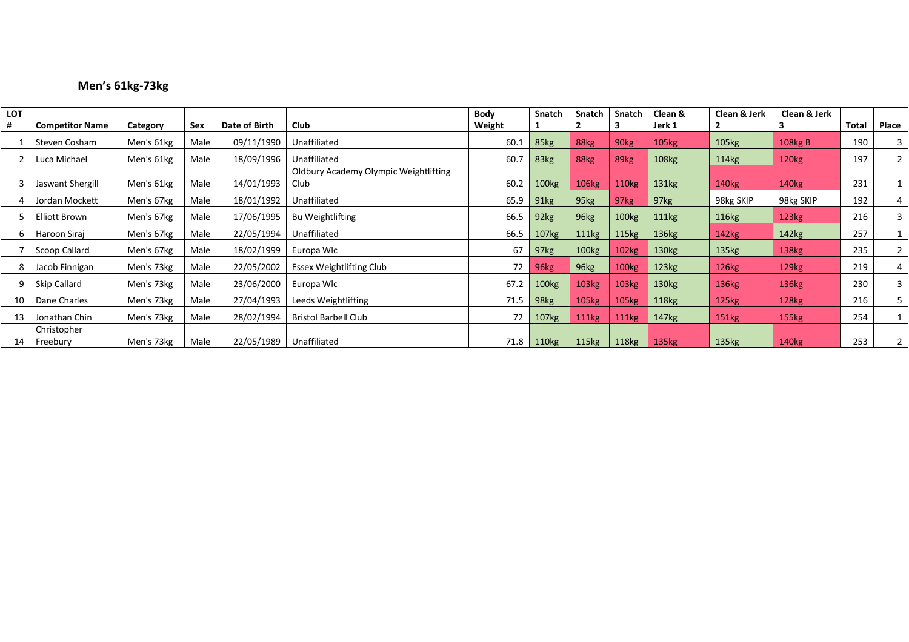## Men's 61kg-73kg

| LOT # | Competitor Name | Category | Sex | Date of Birth | Club | Body Weight | Snatch 1 | Snatch 2 | Snatch 3 | Clean & Jerk 1 | Clean & Jerk 2 | Clean & Jerk 3 | Total | Place |
|---|---|---|---|---|---|---|---|---|---|---|---|---|---|---|
| 1 | Steven Cosham | Men's 61kg | Male | 09/11/1990 | Unaffiliated | 60.1 | 85kg | 88kg | 90kg | 105kg | 105kg | 108kg B | 190 | 3 |
| 2 | Luca Michael | Men's 61kg | Male | 18/09/1996 | Unaffiliated | 60.7 | 83kg | 88kg | 89kg | 108kg | 114kg | 120kg | 197 | 2 |
| 3 | Jaswant Shergill | Men's 61kg | Male | 14/01/1993 | Oldbury Academy Olympic Weightlifting Club | 60.2 | 100kg | 106kg | 110kg | 131kg | 140kg | 140kg | 231 | 1 |
| 4 | Jordan Mockett | Men's 67kg | Male | 18/01/1992 | Unaffiliated | 65.9 | 91kg | 95kg | 97kg | 97kg | 98kg SKIP | 98kg SKIP | 192 | 4 |
| 5 | Elliott Brown | Men's 67kg | Male | 17/06/1995 | Bu Weightlifting | 66.5 | 92kg | 96kg | 100kg | 111kg | 116kg | 123kg | 216 | 3 |
| 6 | Haroon Siraj | Men's 67kg | Male | 22/05/1994 | Unaffiliated | 66.5 | 107kg | 111kg | 115kg | 136kg | 142kg | 142kg | 257 | 1 |
| 7 | Scoop Callard | Men's 67kg | Male | 18/02/1999 | Europa Wlc | 67 | 97kg | 100kg | 102kg | 130kg | 135kg | 138kg | 235 | 2 |
| 8 | Jacob Finnigan | Men's 73kg | Male | 22/05/2002 | Essex Weightlifting Club | 72 | 96kg | 96kg | 100kg | 123kg | 126kg | 129kg | 219 | 4 |
| 9 | Skip Callard | Men's 73kg | Male | 23/06/2000 | Europa Wlc | 67.2 | 100kg | 103kg | 103kg | 130kg | 136kg | 136kg | 230 | 3 |
| 10 | Dane Charles | Men's 73kg | Male | 27/04/1993 | Leeds Weightlifting | 71.5 | 98kg | 105kg | 105kg | 118kg | 125kg | 128kg | 216 | 5 |
| 13 | Jonathan Chin | Men's 73kg | Male | 28/02/1994 | Bristol Barbell Club | 72 | 107kg | 111kg | 111kg | 147kg | 151kg | 155kg | 254 | 1 |
| 14 | Christopher Freebury | Men's 73kg | Male | 22/05/1989 | Unaffiliated | 71.8 | 110kg | 115kg | 118kg | 135kg | 135kg | 140kg | 253 | 2 |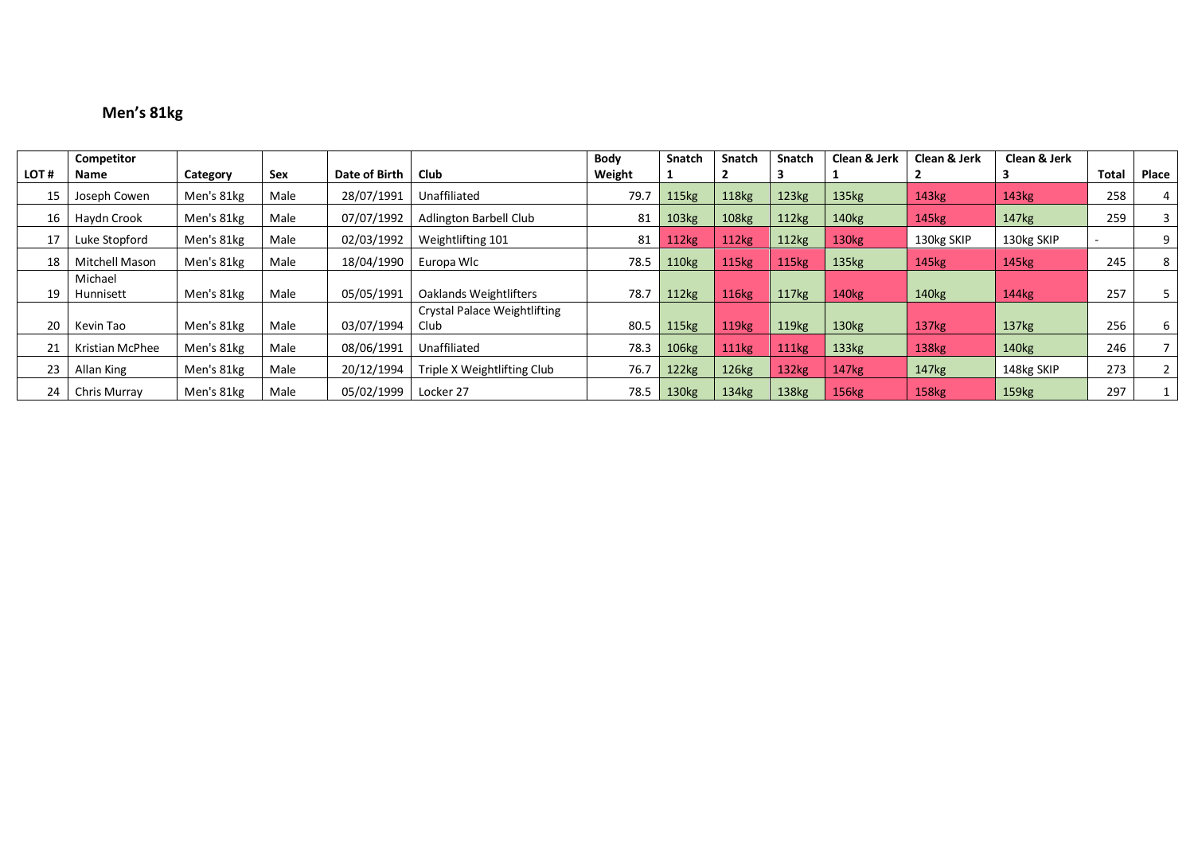## Men's 81kg

| LOT # | Competitor Name | Category | Sex | Date of Birth | Club | Body Weight | Snatch 1 | Snatch 2 | Snatch 3 | Clean & Jerk 1 | Clean & Jerk 2 | Clean & Jerk 3 | Total | Place |
|---|---|---|---|---|---|---|---|---|---|---|---|---|---|---|
| 15 | Joseph Cowen | Men's 81kg | Male | 28/07/1991 | Unaffiliated | 79.7 | 115kg | 118kg | 123kg | 135kg | 143kg | 143kg | 258 | 4 |
| 16 | Haydn Crook | Men's 81kg | Male | 07/07/1992 | Adlington Barbell Club | 81 | 103kg | 108kg | 112kg | 140kg | 145kg | 147kg | 259 | 3 |
| 17 | Luke Stopford | Men's 81kg | Male | 02/03/1992 | Weightlifting 101 | 81 | 112kg | 112kg | 112kg | 130kg | 130kg SKIP | 130kg SKIP | - | 9 |
| 18 | Mitchell Mason | Men's 81kg | Male | 18/04/1990 | Europa Wlc | 78.5 | 110kg | 115kg | 115kg | 135kg | 145kg | 145kg | 245 | 8 |
| 19 | Michael Hunnisett | Men's 81kg | Male | 05/05/1991 | Oaklands Weightlifters | 78.7 | 112kg | 116kg | 117kg | 140kg | 140kg | 144kg | 257 | 5 |
| 20 | Kevin Tao | Men's 81kg | Male | 03/07/1994 | Crystal Palace Weightlifting Club | 80.5 | 115kg | 119kg | 119kg | 130kg | 137kg | 137kg | 256 | 6 |
| 21 | Kristian McPhee | Men's 81kg | Male | 08/06/1991 | Unaffiliated | 78.3 | 106kg | 111kg | 111kg | 133kg | 138kg | 140kg | 246 | 7 |
| 23 | Allan King | Men's 81kg | Male | 20/12/1994 | Triple X Weightlifting Club | 76.7 | 122kg | 126kg | 132kg | 147kg | 147kg | 148kg SKIP | 273 | 2 |
| 24 | Chris Murray | Men's 81kg | Male | 05/02/1999 | Locker 27 | 78.5 | 130kg | 134kg | 138kg | 156kg | 158kg | 159kg | 297 | 1 |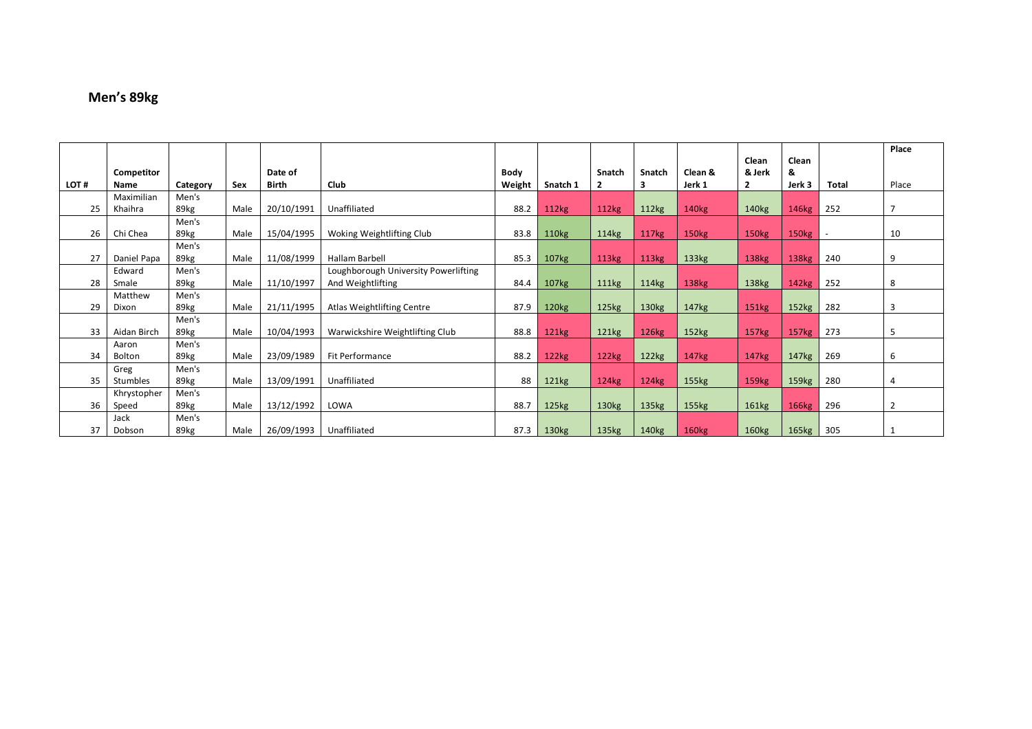## Men's 89kg

| LOT # | Competitor Name | Category | Sex | Date of Birth | Club | Body Weight | Snatch 1 | Snatch 2 | Snatch 3 | Clean & Jerk 1 | Clean & Jerk 2 | Clean & Jerk 3 | Total | Place Place |
|---|---|---|---|---|---|---|---|---|---|---|---|---|---|---|
| 25 | Maximilian Khaihra | Men's 89kg | Male | 20/10/1991 | Unaffiliated | 88.2 | 112kg | 112kg | 112kg | 140kg | 140kg | 146kg | 252 | 7 |
| 26 | Chi Chea | Men's 89kg | Male | 15/04/1995 | Woking Weightlifting Club | 83.8 | 110kg | 114kg | 117kg | 150kg | 150kg | 150kg | - | 10 |
| 27 | Daniel Papa | Men's 89kg | Male | 11/08/1999 | Hallam Barbell | 85.3 | 107kg | 113kg | 113kg | 133kg | 138kg | 138kg | 240 | 9 |
| 28 | Edward Smale | Men's 89kg | Male | 11/10/1997 | Loughborough University Powerlifting And Weightlifting | 84.4 | 107kg | 111kg | 114kg | 138kg | 138kg | 142kg | 252 | 8 |
| 29 | Matthew Dixon | Men's 89kg | Male | 21/11/1995 | Atlas Weightlifting Centre | 87.9 | 120kg | 125kg | 130kg | 147kg | 151kg | 152kg | 282 | 3 |
| 33 | Aidan Birch | Men's 89kg | Male | 10/04/1993 | Warwickshire Weightlifting Club | 88.8 | 121kg | 121kg | 126kg | 152kg | 157kg | 157kg | 273 | 5 |
| 34 | Aaron Bolton | Men's 89kg | Male | 23/09/1989 | Fit Performance | 88.2 | 122kg | 122kg | 122kg | 147kg | 147kg | 147kg | 269 | 6 |
| 35 | Greg Stumbles | Men's 89kg | Male | 13/09/1991 | Unaffiliated | 88 | 121kg | 124kg | 124kg | 155kg | 159kg | 159kg | 280 | 4 |
| 36 | Khrystopher Speed | Men's 89kg | Male | 13/12/1992 | LOWA | 88.7 | 125kg | 130kg | 135kg | 155kg | 161kg | 166kg | 296 | 2 |
| 37 | Jack Dobson | Men's 89kg | Male | 26/09/1993 | Unaffiliated | 87.3 | 130kg | 135kg | 140kg | 160kg | 160kg | 165kg | 305 | 1 |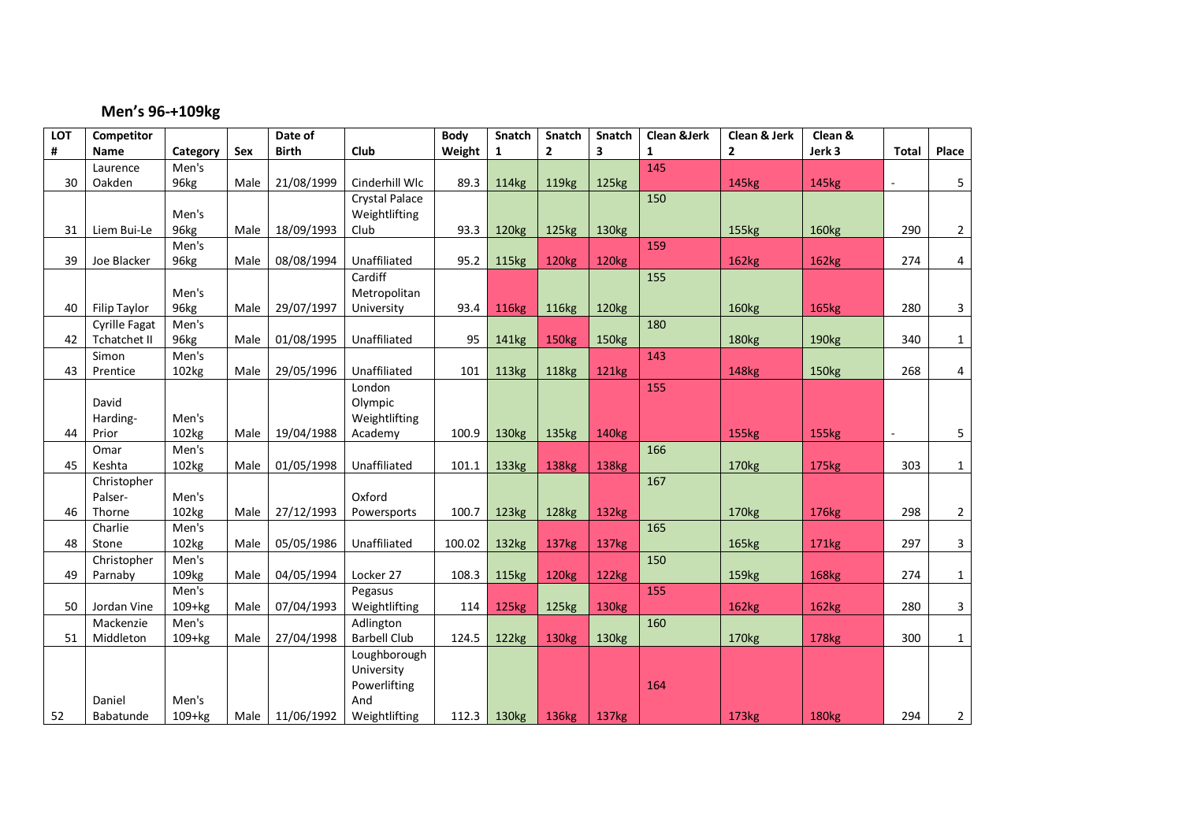## Men's 96-+109kg

| LOT # | Competitor Name | Category | Sex | Date of Birth | Club | Body Weight | Snatch 1 | Snatch 2 | Snatch 3 | Clean &Jerk 1 | Clean & Jerk 2 | Clean & Jerk 3 | Total | Place |
|---|---|---|---|---|---|---|---|---|---|---|---|---|---|---|
| 30 | Laurence Oakden | Men's 96kg | Male | 21/08/1999 | Cinderhill Wlc | 89.3 | 114kg | 119kg | 125kg | 145 | 145kg | 145kg | - | 5 |
| 31 | Liem Bui-Le | Men's 96kg | Male | 18/09/1993 | Crystal Palace Weightlifting Club | 93.3 | 120kg | 125kg | 130kg | 150 | 155kg | 160kg | 290 | 2 |
| 39 | Joe Blacker | Men's 96kg | Male | 08/08/1994 | Unaffiliated | 95.2 | 115kg | 120kg | 120kg | 159 | 162kg | 162kg | 274 | 4 |
| 40 | Filip Taylor | Men's 96kg | Male | 29/07/1997 | Cardiff Metropolitan University | 93.4 | 116kg | 116kg | 120kg | 155 | 160kg | 165kg | 280 | 3 |
| 42 | Cyrille Fagat Tchatchet II | Men's 96kg | Male | 01/08/1995 | Unaffiliated | 95 | 141kg | 150kg | 150kg | 180 | 180kg | 190kg | 340 | 1 |
| 43 | Simon Prentice | Men's 102kg | Male | 29/05/1996 | Unaffiliated | 101 | 113kg | 118kg | 121kg | 143 | 148kg | 150kg | 268 | 4 |
| 44 | David Harding-Prior | Men's 102kg | Male | 19/04/1988 | London Olympic Weightlifting Academy | 100.9 | 130kg | 135kg | 140kg | 155 | 155kg | 155kg | - | 5 |
| 45 | Omar Keshta | Men's 102kg | Male | 01/05/1998 | Unaffiliated | 101.1 | 133kg | 138kg | 138kg | 166 | 170kg | 175kg | 303 | 1 |
| 46 | Christopher Palser-Thorne | Men's 102kg | Male | 27/12/1993 | Oxford Powersports | 100.7 | 123kg | 128kg | 132kg | 167 | 170kg | 176kg | 298 | 2 |
| 48 | Charlie Stone | Men's 102kg | Male | 05/05/1986 | Unaffiliated | 100.02 | 132kg | 137kg | 137kg | 165 | 165kg | 171kg | 297 | 3 |
| 49 | Christopher Parnaby | Men's 109kg | Male | 04/05/1994 | Locker 27 | 108.3 | 115kg | 120kg | 122kg | 150 | 159kg | 168kg | 274 | 1 |
| 50 | Jordan Vine | Men's 109+kg | Male | 07/04/1993 | Pegasus Weightlifting | 114 | 125kg | 125kg | 130kg | 155 | 162kg | 162kg | 280 | 3 |
| 51 | Mackenzie Middleton | Men's 109+kg | Male | 27/04/1998 | Adlington Barbell Club | 124.5 | 122kg | 130kg | 130kg | 160 | 170kg | 178kg | 300 | 1 |
| 52 | Daniel Babatunde | Men's 109+kg | Male | 11/06/1992 | Loughborough University Powerlifting And Weightlifting | 112.3 | 130kg | 136kg | 137kg | 164 | 173kg | 180kg | 294 | 2 |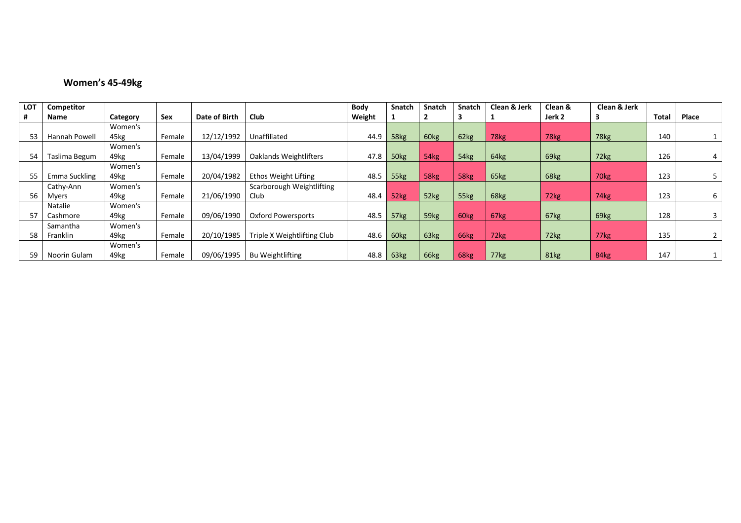## Women's 45-49kg

| LOT # | Competitor Name | Category | Sex | Date of Birth | Club | Body Weight | Snatch 1 | Snatch 2 | Snatch 3 | Clean & Jerk 1 | Clean & Jerk 2 | Clean & Jerk 3 | Total | Place |
|---|---|---|---|---|---|---|---|---|---|---|---|---|---|---|
| 53 | Hannah Powell | Women's 45kg | Female | 12/12/1992 | Unaffiliated | 44.9 | 58kg | 60kg | 62kg | 78kg | 78kg | 78kg | 140 | 1 |
| 54 | Taslima Begum | Women's 49kg | Female | 13/04/1999 | Oaklands Weightlifters | 47.8 | 50kg | 54kg | 54kg | 64kg | 69kg | 72kg | 126 | 4 |
| 55 | Emma Suckling | Women's 49kg | Female | 20/04/1982 | Ethos Weight Lifting | 48.5 | 55kg | 58kg | 58kg | 65kg | 68kg | 70kg | 123 | 5 |
| 56 | Cathy-Ann Myers | Women's 49kg | Female | 21/06/1990 | Scarborough Weightlifting Club | 48.4 | 52kg | 52kg | 55kg | 68kg | 72kg | 74kg | 123 | 6 |
| 57 | Natalie Cashmore | Women's 49kg | Female | 09/06/1990 | Oxford Powersports | 48.5 | 57kg | 59kg | 60kg | 67kg | 67kg | 69kg | 128 | 3 |
| 58 | Samantha Franklin | Women's 49kg | Female | 20/10/1985 | Triple X Weightlifting Club | 48.6 | 60kg | 63kg | 66kg | 72kg | 72kg | 77kg | 135 | 2 |
| 59 | Noorin Gulam | Women's 49kg | Female | 09/06/1995 | Bu Weightlifting | 48.8 | 63kg | 66kg | 68kg | 77kg | 81kg | 84kg | 147 | 1 |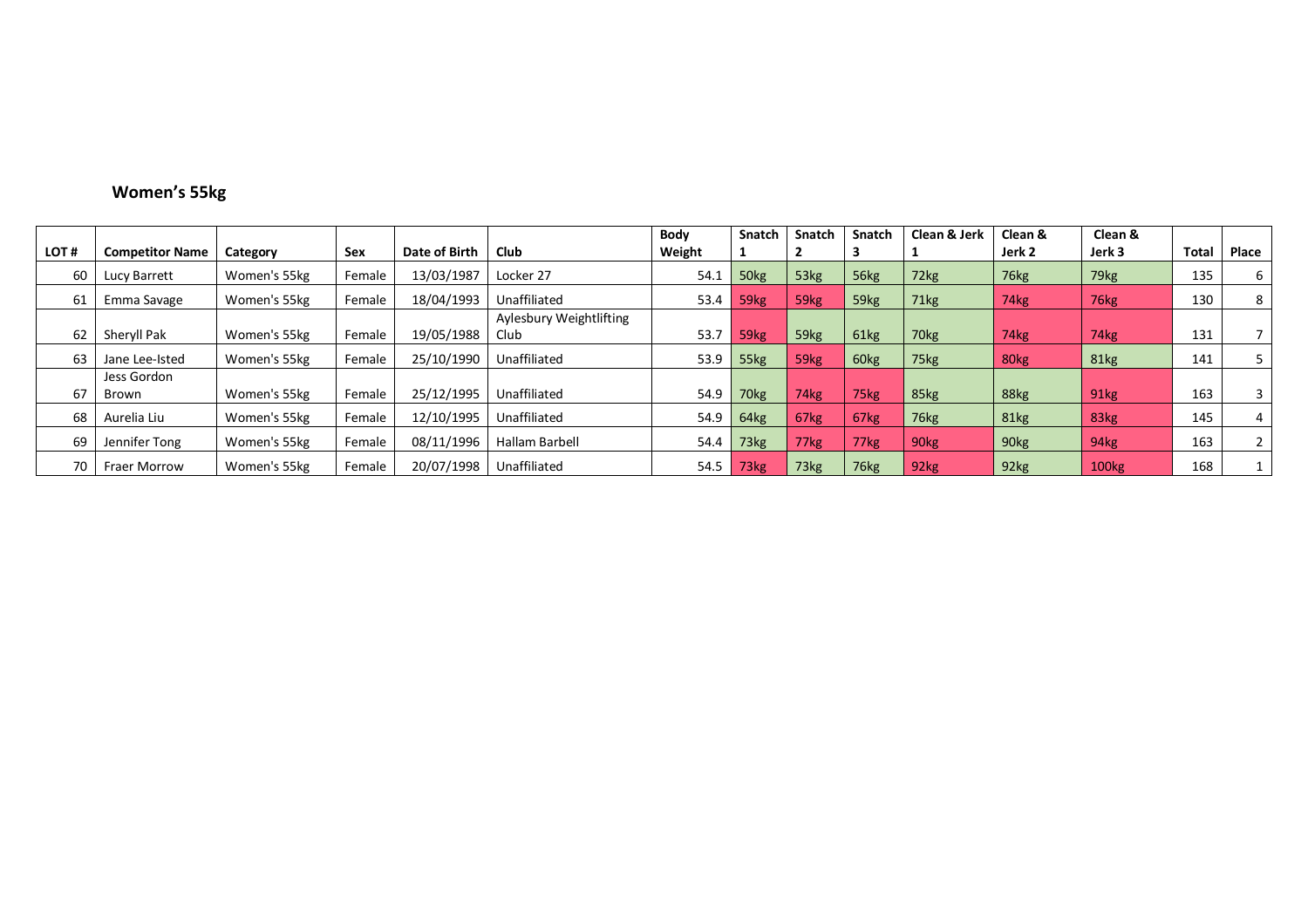## Women's 55kg

| LOT # | Competitor Name | Category | Sex | Date of Birth | Club | Body Weight | Snatch 1 | Snatch 2 | Snatch 3 | Clean & Jerk 1 | Clean & Jerk 2 | Clean & Jerk 3 | Total | Place |
|---|---|---|---|---|---|---|---|---|---|---|---|---|---|---|
| 60 | Lucy Barrett | Women's 55kg | Female | 13/03/1987 | Locker 27 | 54.1 | 50kg | 53kg | 56kg | 72kg | 76kg | 79kg | 135 | 6 |
| 61 | Emma Savage | Women's 55kg | Female | 18/04/1993 | Unaffiliated | 53.4 | 59kg | 59kg | 59kg | 71kg | 74kg | 76kg | 130 | 8 |
| 62 | Sheryll Pak | Women's 55kg | Female | 19/05/1988 | Aylesbury Weightlifting Club | 53.7 | 59kg | 59kg | 61kg | 70kg | 74kg | 74kg | 131 | 7 |
| 63 | Jane Lee-Isted | Women's 55kg | Female | 25/10/1990 | Unaffiliated | 53.9 | 55kg | 59kg | 60kg | 75kg | 80kg | 81kg | 141 | 5 |
| 67 | Jess Gordon Brown | Women's 55kg | Female | 25/12/1995 | Unaffiliated | 54.9 | 70kg | 74kg | 75kg | 85kg | 88kg | 91kg | 163 | 3 |
| 68 | Aurelia Liu | Women's 55kg | Female | 12/10/1995 | Unaffiliated | 54.9 | 64kg | 67kg | 67kg | 76kg | 81kg | 83kg | 145 | 4 |
| 69 | Jennifer Tong | Women's 55kg | Female | 08/11/1996 | Hallam Barbell | 54.4 | 73kg | 77kg | 77kg | 90kg | 90kg | 94kg | 163 | 2 |
| 70 | Fraer Morrow | Women's 55kg | Female | 20/07/1998 | Unaffiliated | 54.5 | 73kg | 73kg | 76kg | 92kg | 92kg | 100kg | 168 | 1 |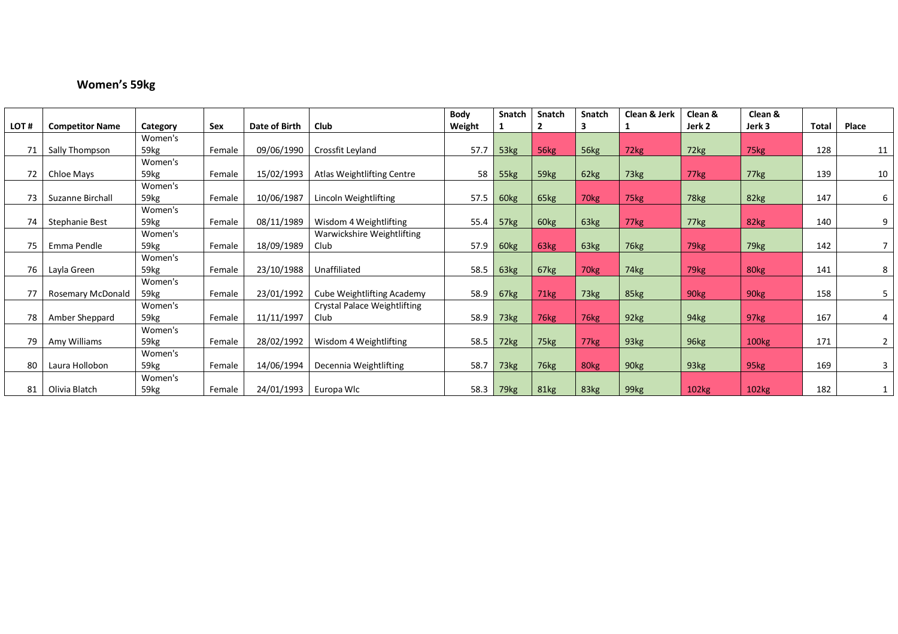## Women's 59kg

| LOT # | Competitor Name | Category | Sex | Date of Birth | Club | Body Weight | Snatch 1 | Snatch 2 | Snatch 3 | Clean & Jerk 1 | Clean & Jerk 2 | Clean & Jerk 3 | Total | Place |
|---|---|---|---|---|---|---|---|---|---|---|---|---|---|---|
| 71 | Sally Thompson | Women's 59kg | Female | 09/06/1990 | Crossfit Leyland | 57.7 | 53kg | 56kg | 56kg | 72kg | 72kg | 75kg | 128 | 11 |
| 72 | Chloe Mays | Women's 59kg | Female | 15/02/1993 | Atlas Weightlifting Centre | 58 | 55kg | 59kg | 62kg | 73kg | 77kg | 77kg | 139 | 10 |
| 73 | Suzanne Birchall | Women's 59kg | Female | 10/06/1987 | Lincoln Weightlifting | 57.5 | 60kg | 65kg | 70kg | 75kg | 78kg | 82kg | 147 | 6 |
| 74 | Stephanie Best | Women's 59kg | Female | 08/11/1989 | Wisdom 4 Weightlifting | 55.4 | 57kg | 60kg | 63kg | 77kg | 77kg | 82kg | 140 | 9 |
| 75 | Emma Pendle | Women's 59kg | Female | 18/09/1989 | Warwickshire Weightlifting Club | 57.9 | 60kg | 63kg | 63kg | 76kg | 79kg | 79kg | 142 | 7 |
| 76 | Layla Green | Women's 59kg | Female | 23/10/1988 | Unaffiliated | 58.5 | 63kg | 67kg | 70kg | 74kg | 79kg | 80kg | 141 | 8 |
| 77 | Rosemary McDonald | Women's 59kg | Female | 23/01/1992 | Cube Weightlifting Academy | 58.9 | 67kg | 71kg | 73kg | 85kg | 90kg | 90kg | 158 | 5 |
| 78 | Amber Sheppard | Women's 59kg | Female | 11/11/1997 | Crystal Palace Weightlifting Club | 58.9 | 73kg | 76kg | 76kg | 92kg | 94kg | 97kg | 167 | 4 |
| 79 | Amy Williams | Women's 59kg | Female | 28/02/1992 | Wisdom 4 Weightlifting | 58.5 | 72kg | 75kg | 77kg | 93kg | 96kg | 100kg | 171 | 2 |
| 80 | Laura Hollobon | Women's 59kg | Female | 14/06/1994 | Decennia Weightlifting | 58.7 | 73kg | 76kg | 80kg | 90kg | 93kg | 95kg | 169 | 3 |
| 81 | Olivia Blatch | Women's 59kg | Female | 24/01/1993 | Europa Wlc | 58.3 | 79kg | 81kg | 83kg | 99kg | 102kg | 102kg | 182 | 1 |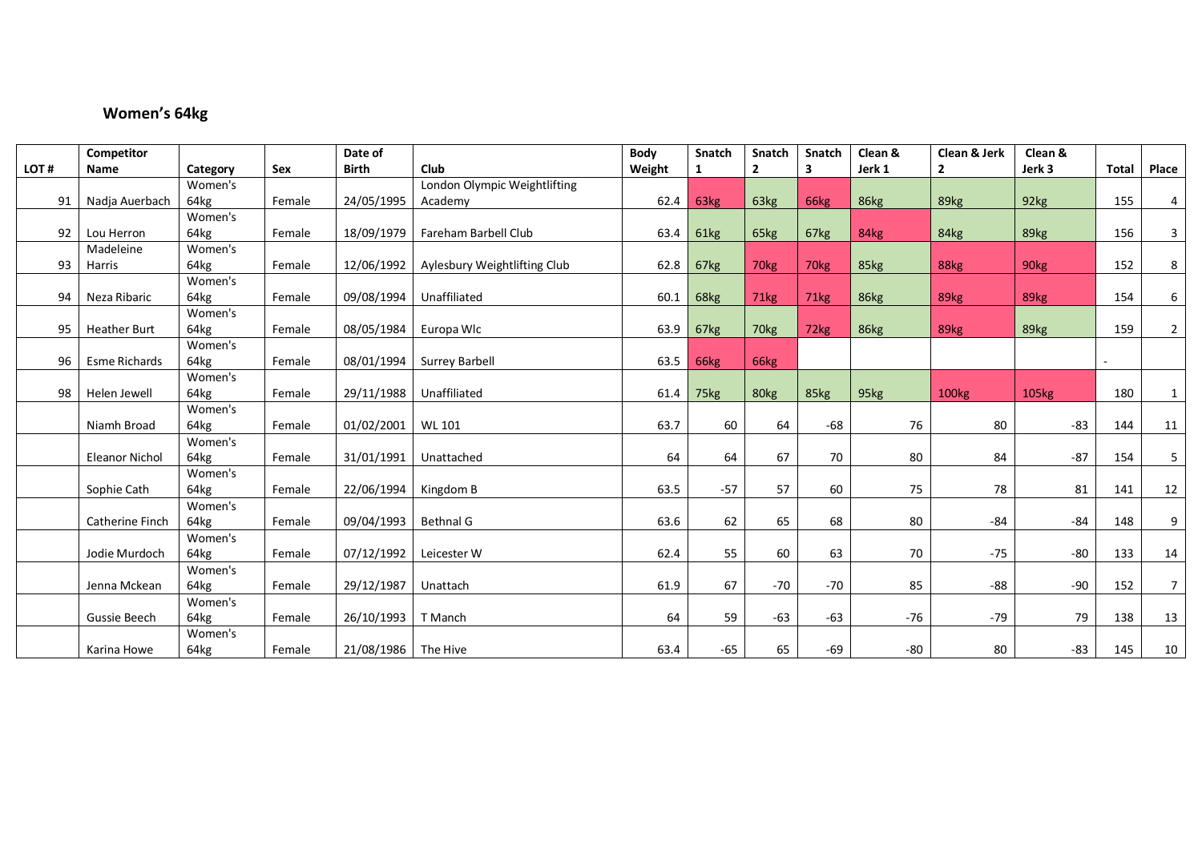## Women's 64kg

| LOT # | Competitor Name | Category | Sex | Date of Birth | Club | Body Weight | Snatch 1 | Snatch 2 | Snatch 3 | Clean & Jerk 1 | Clean & Jerk 2 | Clean & Jerk 3 | Total | Place |
|---|---|---|---|---|---|---|---|---|---|---|---|---|---|---|
| 91 | Nadja Auerbach | Women's 64kg | Female | 24/05/1995 | London Olympic Weightlifting Academy | 62.4 | 63kg | 63kg | 66kg | 86kg | 89kg | 92kg | 155 | 4 |
| 92 | Lou Herron | Women's 64kg | Female | 18/09/1979 | Fareham Barbell Club | 63.4 | 61kg | 65kg | 67kg | 84kg | 84kg | 89kg | 156 | 3 |
| 93 | Madeleine Harris | Women's 64kg | Female | 12/06/1992 | Aylesbury Weightlifting Club | 62.8 | 67kg | 70kg | 70kg | 85kg | 88kg | 90kg | 152 | 8 |
| 94 | Neza Ribaric | Women's 64kg | Female | 09/08/1994 | Unaffiliated | 60.1 | 68kg | 71kg | 71kg | 86kg | 89kg | 89kg | 154 | 6 |
| 95 | Heather Burt | Women's 64kg | Female | 08/05/1984 | Europa Wlc | 63.9 | 67kg | 70kg | 72kg | 86kg | 89kg | 89kg | 159 | 2 |
| 96 | Esme Richards | Women's 64kg | Female | 08/01/1994 | Surrey Barbell | 63.5 | 66kg | 66kg | | | | | - | |
| 98 | Helen Jewell | Women's 64kg | Female | 29/11/1988 | Unaffiliated | 61.4 | 75kg | 80kg | 85kg | 95kg | 100kg | 105kg | 180 | 1 |
| | Niamh Broad | Women's 64kg | Female | 01/02/2001 | WL 101 | 63.7 | 60 | 64 | -68 | 76 | 80 | -83 | 144 | 11 |
| | Eleanor Nichol | Women's 64kg | Female | 31/01/1991 | Unattached | 64 | 64 | 67 | 70 | 80 | 84 | -87 | 154 | 5 |
| | Sophie Cath | Women's 64kg | Female | 22/06/1994 | Kingdom B | 63.5 | -57 | 57 | 60 | 75 | 78 | 81 | 141 | 12 |
| | Catherine Finch | Women's 64kg | Female | 09/04/1993 | Bethnal G | 63.6 | 62 | 65 | 68 | 80 | -84 | -84 | 148 | 9 |
| | Jodie Murdoch | Women's 64kg | Female | 07/12/1992 | Leicester W | 62.4 | 55 | 60 | 63 | 70 | -75 | -80 | 133 | 14 |
| | Jenna Mckean | Women's 64kg | Female | 29/12/1987 | Unattach | 61.9 | 67 | -70 | -70 | 85 | -88 | -90 | 152 | 7 |
| | Gussie Beech | Women's 64kg | Female | 26/10/1993 | T Manch | 64 | 59 | -63 | -63 | -76 | -79 | 79 | 138 | 13 |
| | Karina Howe | Women's 64kg | Female | 21/08/1986 | The Hive | 63.4 | -65 | 65 | -69 | -80 | 80 | -83 | 145 | 10 |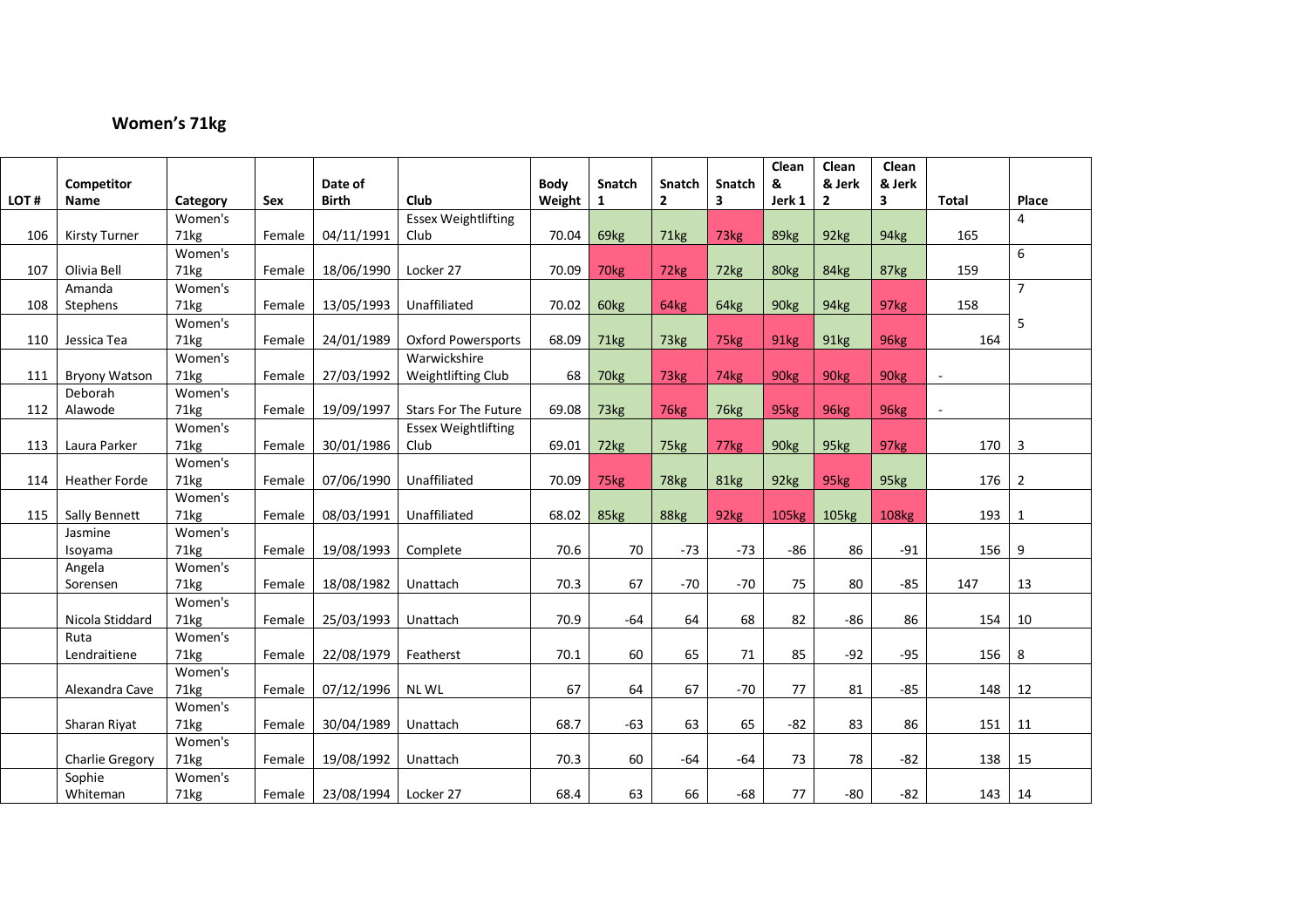## Women's 71kg

| LOT # | Competitor Name | Category | Sex | Date of Birth | Club | Body Weight | Snatch 1 | Snatch 2 | Snatch 3 | Clean & Jerk 1 | Clean & Jerk 2 | Clean & Jerk 3 | Total | Place |
|---|---|---|---|---|---|---|---|---|---|---|---|---|---|---|
| 106 | Kirsty Turner | Women's 71kg | Female | 04/11/1991 | Essex Weightlifting Club | 70.04 | 69kg | 71kg | 73kg | 89kg | 92kg | 94kg | 165 | 4 |
| 107 | Olivia Bell | Women's 71kg | Female | 18/06/1990 | Locker 27 | 70.09 | 70kg | 72kg | 72kg | 80kg | 84kg | 87kg | 159 | 6 |
| 108 | Amanda Stephens | Women's 71kg | Female | 13/05/1993 | Unaffiliated | 70.02 | 60kg | 64kg | 64kg | 90kg | 94kg | 97kg | 158 | 7 |
| 110 | Jessica Tea | Women's 71kg | Female | 24/01/1989 | Oxford Powersports | 68.09 | 71kg | 73kg | 75kg | 91kg | 91kg | 96kg | 164 | 5 |
| 111 | Bryony Watson | Women's 71kg | Female | 27/03/1992 | Warwickshire Weightlifting Club | 68 | 70kg | 73kg | 74kg | 90kg | 90kg | 90kg | - | |
| 112 | Deborah Alawode | Women's 71kg | Female | 19/09/1997 | Stars For The Future | 69.08 | 73kg | 76kg | 76kg | 95kg | 96kg | 96kg | - | |
| 113 | Laura Parker | Women's 71kg | Female | 30/01/1986 | Essex Weightlifting Club | 69.01 | 72kg | 75kg | 77kg | 90kg | 95kg | 97kg | 170 | 3 |
| 114 | Heather Forde | Women's 71kg | Female | 07/06/1990 | Unaffiliated | 70.09 | 75kg | 78kg | 81kg | 92kg | 95kg | 95kg | 176 | 2 |
| 115 | Sally Bennett | Women's 71kg | Female | 08/03/1991 | Unaffiliated | 68.02 | 85kg | 88kg | 92kg | 105kg | 105kg | 108kg | 193 | 1 |
| | Jasmine Isoyama | Women's 71kg | Female | 19/08/1993 | Complete | 70.6 | 70 | -73 | -73 | -86 | 86 | -91 | 156 | 9 |
| | Angela Sorensen | Women's 71kg | Female | 18/08/1982 | Unattach | 70.3 | 67 | -70 | -70 | 75 | 80 | -85 | 147 | 13 |
| | Nicola Stiddard | Women's 71kg | Female | 25/03/1993 | Unattach | 70.9 | -64 | 64 | 68 | 82 | -86 | 86 | 154 | 10 |
| | Ruta Lendraitiene | Women's 71kg | Female | 22/08/1979 | Featherst | 70.1 | 60 | 65 | 71 | 85 | -92 | -95 | 156 | 8 |
| | Alexandra Cave | Women's 71kg | Female | 07/12/1996 | NL WL | 67 | 64 | 67 | -70 | 77 | 81 | -85 | 148 | 12 |
| | Sharan Riyat | Women's 71kg | Female | 30/04/1989 | Unattach | 68.7 | -63 | 63 | 65 | -82 | 83 | 86 | 151 | 11 |
| | Charlie Gregory | Women's 71kg | Female | 19/08/1992 | Unattach | 70.3 | 60 | -64 | -64 | 73 | 78 | -82 | 138 | 15 |
| | Sophie Whiteman | Women's 71kg | Female | 23/08/1994 | Locker 27 | 68.4 | 63 | 66 | -68 | 77 | -80 | -82 | 143 | 14 |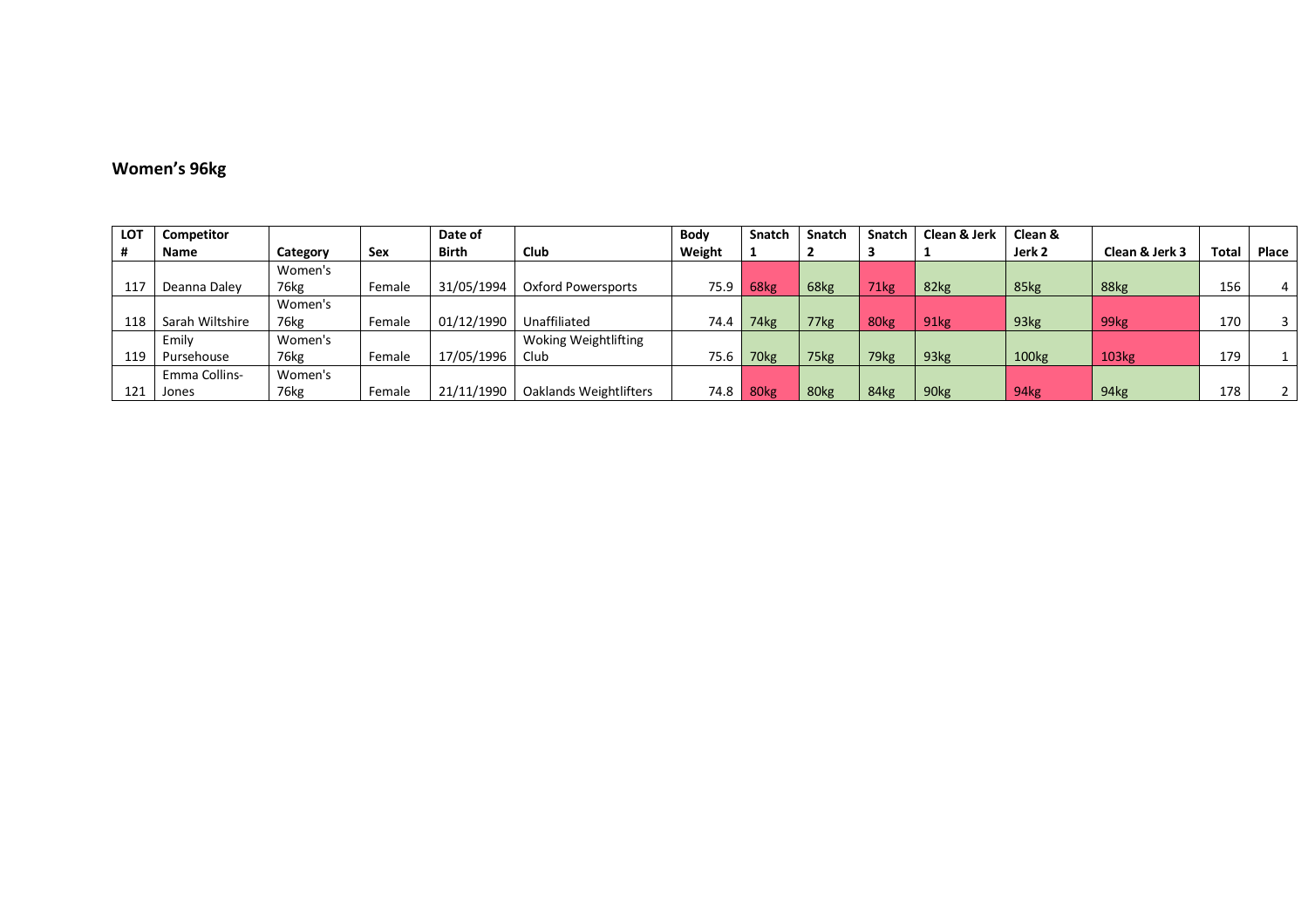## Women's 96kg

| LOT # | Competitor Name | Category | Sex | Date of Birth | Club | Body Weight | Snatch 1 | Snatch 2 | Snatch 3 | Clean & Jerk 1 | Clean & Jerk 2 | Clean & Jerk 3 | Total | Place |
|---|---|---|---|---|---|---|---|---|---|---|---|---|---|---|
| 117 | Deanna Daley | Women's 76kg | Female | 31/05/1994 | Oxford Powersports | 75.9 | 68kg | 68kg | 71kg | 82kg | 85kg | 88kg | 156 | 4 |
| 118 | Sarah Wiltshire | Women's 76kg | Female | 01/12/1990 | Unaffiliated | 74.4 | 74kg | 77kg | 80kg | 91kg | 93kg | 99kg | 170 | 3 |
| 119 | Emily Pursehouse | Women's 76kg | Female | 17/05/1996 | Woking Weightlifting Club | 75.6 | 70kg | 75kg | 79kg | 93kg | 100kg | 103kg | 179 | 1 |
| 121 | Emma Collins-Jones | Women's 76kg | Female | 21/11/1990 | Oaklands Weightlifters | 74.8 | 80kg | 80kg | 84kg | 90kg | 94kg | 94kg | 178 | 2 |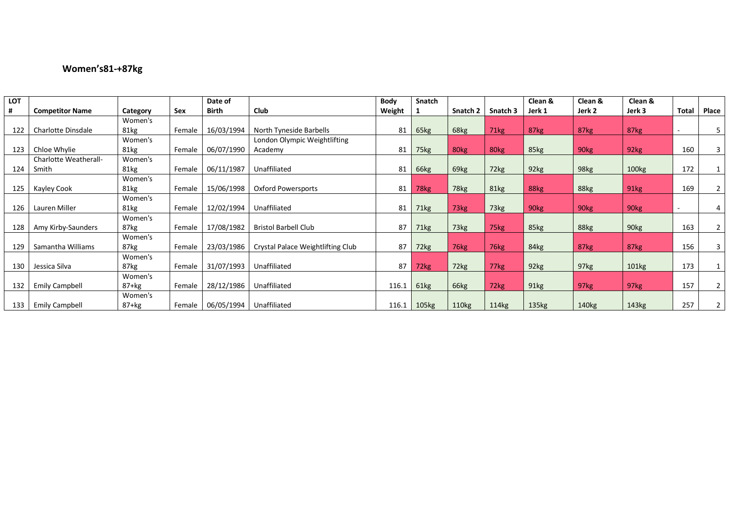## Women's81-+87kg

| LOT # | Competitor Name | Category | Sex | Date of Birth | Club | Body Weight | Snatch 1 | Snatch 2 | Snatch 3 | Clean & Jerk 1 | Clean & Jerk 2 | Clean & Jerk 3 | Total | Place |
|---|---|---|---|---|---|---|---|---|---|---|---|---|---|---|
| 122 | Charlotte Dinsdale | Women's 81kg | Female | 16/03/1994 | North Tyneside Barbells | 81 | 65kg | 68kg | 71kg | 87kg | 87kg | 87kg | - | 5 |
| 123 | Chloe Whylie | Women's 81kg | Female | 06/07/1990 | London Olympic Weightlifting Academy | 81 | 75kg | 80kg | 80kg | 85kg | 90kg | 92kg | 160 | 3 |
| 124 | Charlotte Weatherall-Smith | Women's 81kg | Female | 06/11/1987 | Unaffiliated | 81 | 66kg | 69kg | 72kg | 92kg | 98kg | 100kg | 172 | 1 |
| 125 | Kayley Cook | Women's 81kg | Female | 15/06/1998 | Oxford Powersports | 81 | 78kg | 78kg | 81kg | 88kg | 88kg | 91kg | 169 | 2 |
| 126 | Lauren Miller | Women's 81kg | Female | 12/02/1994 | Unaffiliated | 81 | 71kg | 73kg | 73kg | 90kg | 90kg | 90kg | - | 4 |
| 128 | Amy Kirby-Saunders | Women's 87kg | Female | 17/08/1982 | Bristol Barbell Club | 87 | 71kg | 73kg | 75kg | 85kg | 88kg | 90kg | 163 | 2 |
| 129 | Samantha Williams | Women's 87kg | Female | 23/03/1986 | Crystal Palace Weightlifting Club | 87 | 72kg | 76kg | 76kg | 84kg | 87kg | 87kg | 156 | 3 |
| 130 | Jessica Silva | Women's 87kg | Female | 31/07/1993 | Unaffiliated | 87 | 72kg | 72kg | 77kg | 92kg | 97kg | 101kg | 173 | 1 |
| 132 | Emily Campbell | Women's 87+kg | Female | 28/12/1986 | Unaffiliated | 116.1 | 61kg | 66kg | 72kg | 91kg | 97kg | 97kg | 157 | 2 |
| 133 | Emily Campbell | Women's 87+kg | Female | 06/05/1994 | Unaffiliated | 116.1 | 105kg | 110kg | 114kg | 135kg | 140kg | 143kg | 257 | 2 |